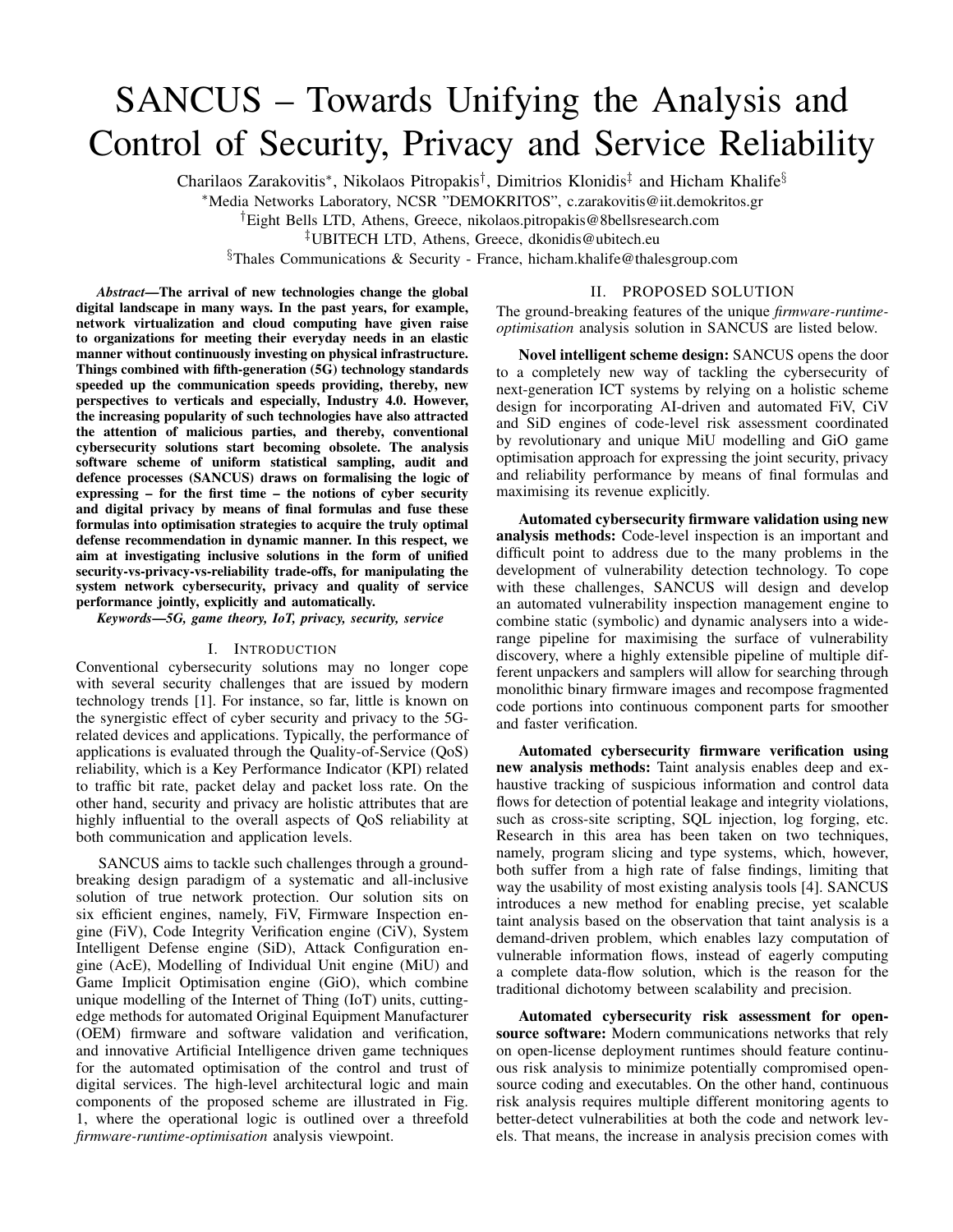# SANCUS – Towards Unifying the Analysis and Control of Security, Privacy and Service Reliability

Charilaos Zarakovitis*, Nikolaos Pitropakis†, Dimitrios Klonidis‡ and Hicham Khalife§

*Media Networks Laboratory, NCSR "DEMOKRITOS", c.zarakovitis@iit.demokritos.gr

†Eight Bells LTD, Athens, Greece, nikolaos.pitropakis@8bellsresearch.com

‡UBITECH LTD, Athens, Greece, dkonidis@ubitech.eu

§Thales Communications & Security - France, hicham.khalife@thalesgroup.com

***Abstract*—The arrival of new technologies change the global digital landscape in many ways. In the past years, for example, network virtualization and cloud computing have given raise to organizations for meeting their everyday needs in an elastic manner without continuously investing on physical infrastructure. Things combined with fifth-generation (5G) technology standards speeded up the communication speeds providing, thereby, new perspectives to verticals and especially, Industry 4.0. However, the increasing popularity of such technologies have also attracted the attention of malicious parties, and thereby, conventional cybersecurity solutions start becoming obsolete. The analysis software scheme of uniform statistical sampling, audit and defence processes (SANCUS) draws on formalising the logic of expressing – for the first time – the notions of cyber security and digital privacy by means of final formulas and fuse these formulas into optimisation strategies to acquire the truly optimal defense recommendation in dynamic manner. In this respect, we aim at investigating inclusive solutions in the form of unified security-vs-privacy-vs-reliability trade-offs, for manipulating the system network cybersecurity, privacy and quality of service performance jointly, explicitly and automatically.**

***Keywords*—5G, game theory, IoT, privacy, security, service**

## I. Introduction

Conventional cybersecurity solutions may no longer cope with several security challenges that are issued by modern technology trends [1]. For instance, so far, little is known on the synergistic effect of cyber security and privacy to the 5G-related devices and applications. Typically, the performance of applications is evaluated through the Quality-of-Service (QoS) reliability, which is a Key Performance Indicator (KPI) related to traffic bit rate, packet delay and packet loss rate. On the other hand, security and privacy are holistic attributes that are highly influential to the overall aspects of QoS reliability at both communication and application levels.

SANCUS aims to tackle such challenges through a ground-breaking design paradigm of a systematic and all-inclusive solution of true network protection. Our solution sits on six efficient engines, namely, FiV, Firmware Inspection engine (FiV), Code Integrity Verification engine (CiV), System Intelligent Defense engine (SiD), Attack Configuration engine (AcE), Modelling of Individual Unit engine (MiU) and Game Implicit Optimisation engine (GiO), which combine unique modelling of the Internet of Thing (IoT) units, cutting-edge methods for automated Original Equipment Manufacturer (OEM) firmware and software validation and verification, and innovative Artificial Intelligence driven game techniques for the automated optimisation of the control and trust of digital services. The high-level architectural logic and main components of the proposed scheme are illustrated in Fig. 1, where the operational logic is outlined over a threefold *firmware-runtime-optimisation* analysis viewpoint.

## II. Proposed Solution

The ground-breaking features of the unique *firmware-runtime-optimisation* analysis solution in SANCUS are listed below.

**Novel intelligent scheme design:** SANCUS opens the door to a completely new way of tackling the cybersecurity of next-generation ICT systems by relying on a holistic scheme design for incorporating AI-driven and automated FiV, CiV and SiD engines of code-level risk assessment coordinated by revolutionary and unique MiU modelling and GiO game optimisation approach for expressing the joint security, privacy and reliability performance by means of final formulas and maximising its revenue explicitly.

**Automated cybersecurity firmware validation using new analysis methods:** Code-level inspection is an important and difficult point to address due to the many problems in the development of vulnerability detection technology. To cope with these challenges, SANCUS will design and develop an automated vulnerability inspection management engine to combine static (symbolic) and dynamic analysers into a wide-range pipeline for maximising the surface of vulnerability discovery, where a highly extensible pipeline of multiple different unpackers and samplers will allow for searching through monolithic binary firmware images and recompose fragmented code portions into continuous component parts for smoother and faster verification.

**Automated cybersecurity firmware verification using new analysis methods:** Taint analysis enables deep and exhaustive tracking of suspicious information and control data flows for detection of potential leakage and integrity violations, such as cross-site scripting, SQL injection, log forging, etc. Research in this area has been taken on two techniques, namely, program slicing and type systems, which, however, both suffer from a high rate of false findings, limiting that way the usability of most existing analysis tools [4]. SANCUS introduces a new method for enabling precise, yet scalable taint analysis based on the observation that taint analysis is a demand-driven problem, which enables lazy computation of vulnerable information flows, instead of eagerly computing a complete data-flow solution, which is the reason for the traditional dichotomy between scalability and precision.

**Automated cybersecurity risk assessment for open-source software:** Modern communications networks that rely on open-license deployment runtimes should feature continuous risk analysis to minimize potentially compromised open-source coding and executables. On the other hand, continuous risk analysis requires multiple different monitoring agents to better-detect vulnerabilities at both the code and network levels. That means, the increase in analysis precision comes with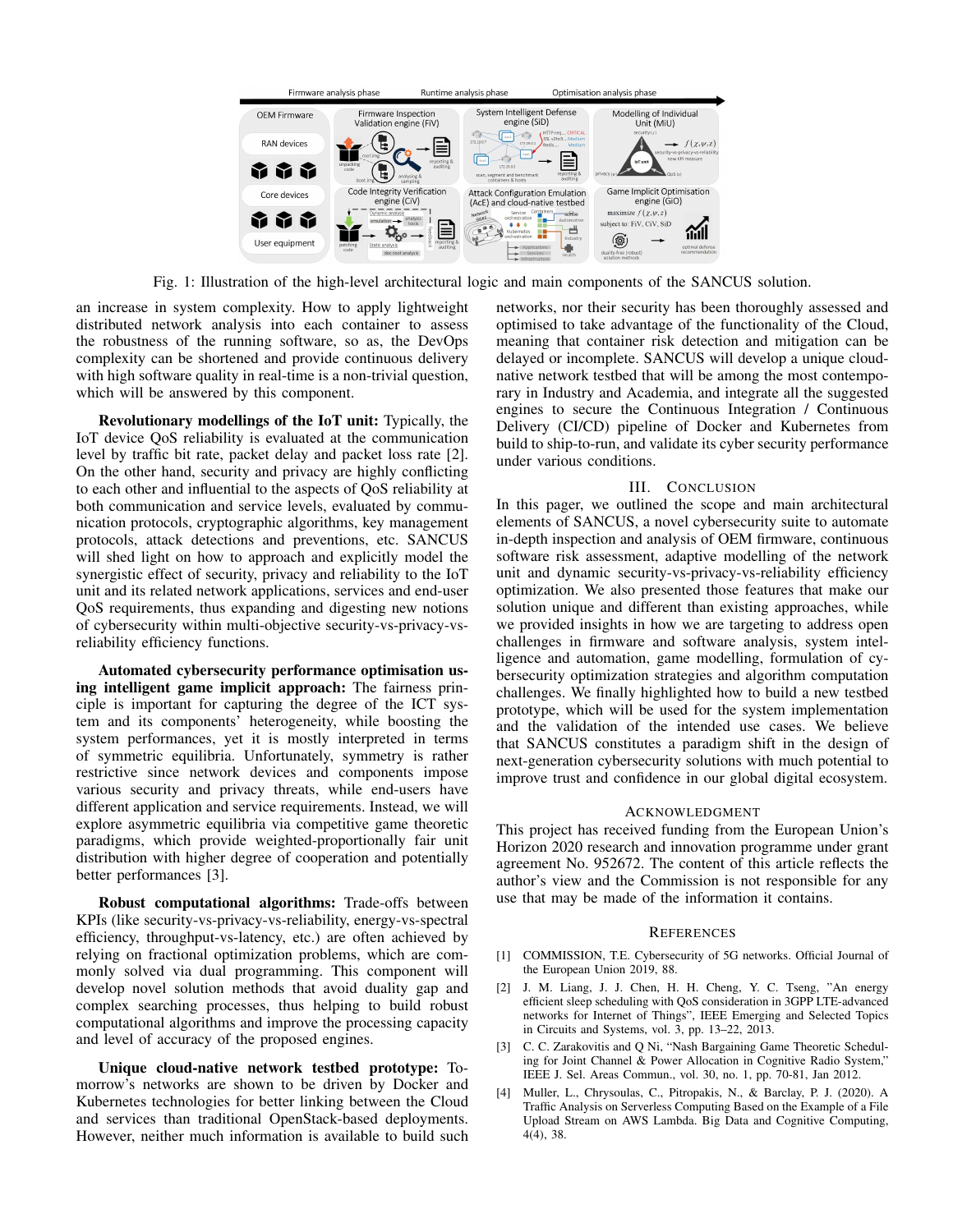Fig. 1: Illustration of the high-level architectural logic and main components of the SANCUS solution.

an increase in system complexity. How to apply lightweight distributed network analysis into each container to assess the robustness of the running software, so as, the DevOps complexity can be shortened and provide continuous delivery with high software quality in real-time is a non-trivial question, which will be answered by this component.

**Revolutionary modellings of the IoT unit:** Typically, the IoT device QoS reliability is evaluated at the communication level by traffic bit rate, packet delay and packet loss rate [2]. On the other hand, security and privacy are highly conflicting to each other and influential to the aspects of QoS reliability at both communication and service levels, evaluated by communication protocols, cryptographic algorithms, key management protocols, attack detections and preventions, etc. SANCUS will shed light on how to approach and explicitly model the synergistic effect of security, privacy and reliability to the IoT unit and its related network applications, services and end-user QoS requirements, thus expanding and digesting new notions of cybersecurity within multi-objective security-vs-privacy-vs-reliability efficiency functions.

**Automated cybersecurity performance optimisation using intelligent game implicit approach:** The fairness principle is important for capturing the degree of the ICT system and its components' heterogeneity, while boosting the system performances, yet it is mostly interpreted in terms of symmetric equilibria. Unfortunately, symmetry is rather restrictive since network devices and components impose various security and privacy threats, while end-users have different application and service requirements. Instead, we will explore asymmetric equilibria via competitive game theoretic paradigms, which provide weighted-proportionally fair unit distribution with higher degree of cooperation and potentially better performances [3].

**Robust computational algorithms:** Trade-offs between KPIs (like security-vs-privacy-vs-reliability, energy-vs-spectral efficiency, throughput-vs-latency, etc.) are often achieved by relying on fractional optimization problems, which are commonly solved via dual programming. This component will develop novel solution methods that avoid duality gap and complex searching processes, thus helping to build robust computational algorithms and improve the processing capacity and level of accuracy of the proposed engines.

**Unique cloud-native network testbed prototype:** Tomorrow's networks are shown to be driven by Docker and Kubernetes technologies for better linking between the Cloud and services than traditional OpenStack-based deployments. However, neither much information is available to build such networks, nor their security has been thoroughly assessed and optimised to take advantage of the functionality of the Cloud, meaning that container risk detection and mitigation can be delayed or incomplete. SANCUS will develop a unique cloud-native network testbed that will be among the most contemporary in Industry and Academia, and integrate all the suggested engines to secure the Continuous Integration / Continuous Delivery (CI/CD) pipeline of Docker and Kubernetes from build to ship-to-run, and validate its cyber security performance under various conditions.

## III. Conclusion

In this pager, we outlined the scope and main architectural elements of SANCUS, a novel cybersecurity suite to automate in-depth inspection and analysis of OEM firmware, continuous software risk assessment, adaptive modelling of the network unit and dynamic security-vs-privacy-vs-reliability efficiency optimization. We also presented those features that make our solution unique and different than existing approaches, while we provided insights in how we are targeting to address open challenges in firmware and software analysis, system intelligence and automation, game modelling, formulation of cybersecurity optimization strategies and algorithm computation challenges. We finally highlighted how to build a new testbed prototype, which will be used for the system implementation and the validation of the intended use cases. We believe that SANCUS constitutes a paradigm shift in the design of next-generation cybersecurity solutions with much potential to improve trust and confidence in our global digital ecosystem.

## Acknowledgment

This project has received funding from the European Union's Horizon 2020 research and innovation programme under grant agreement No. 952672. The content of this article reflects the author's view and the Commission is not responsible for any use that may be made of the information it contains.

## References

[1] COMMISSION, T.E. Cybersecurity of 5G networks. Official Journal of the European Union 2019, 88.

[2] J. M. Liang, J. J. Chen, H. H. Cheng, Y. C. Tseng, "An energy efficient sleep scheduling with QoS consideration in 3GPP LTE-advanced networks for Internet of Things", IEEE Emerging and Selected Topics in Circuits and Systems, vol. 3, pp. 13–22, 2013.

[3] C. C. Zarakovitis and Q Ni, "Nash Bargaining Game Theoretic Scheduling for Joint Channel & Power Allocation in Cognitive Radio System," IEEE J. Sel. Areas Commun., vol. 30, no. 1, pp. 70-81, Jan 2012.

[4] Muller, L., Chrysoulas, C., Pitropakis, N., & Barclay, P. J. (2020). A Traffic Analysis on Serverless Computing Based on the Example of a File Upload Stream on AWS Lambda. Big Data and Cognitive Computing, 4(4), 38.